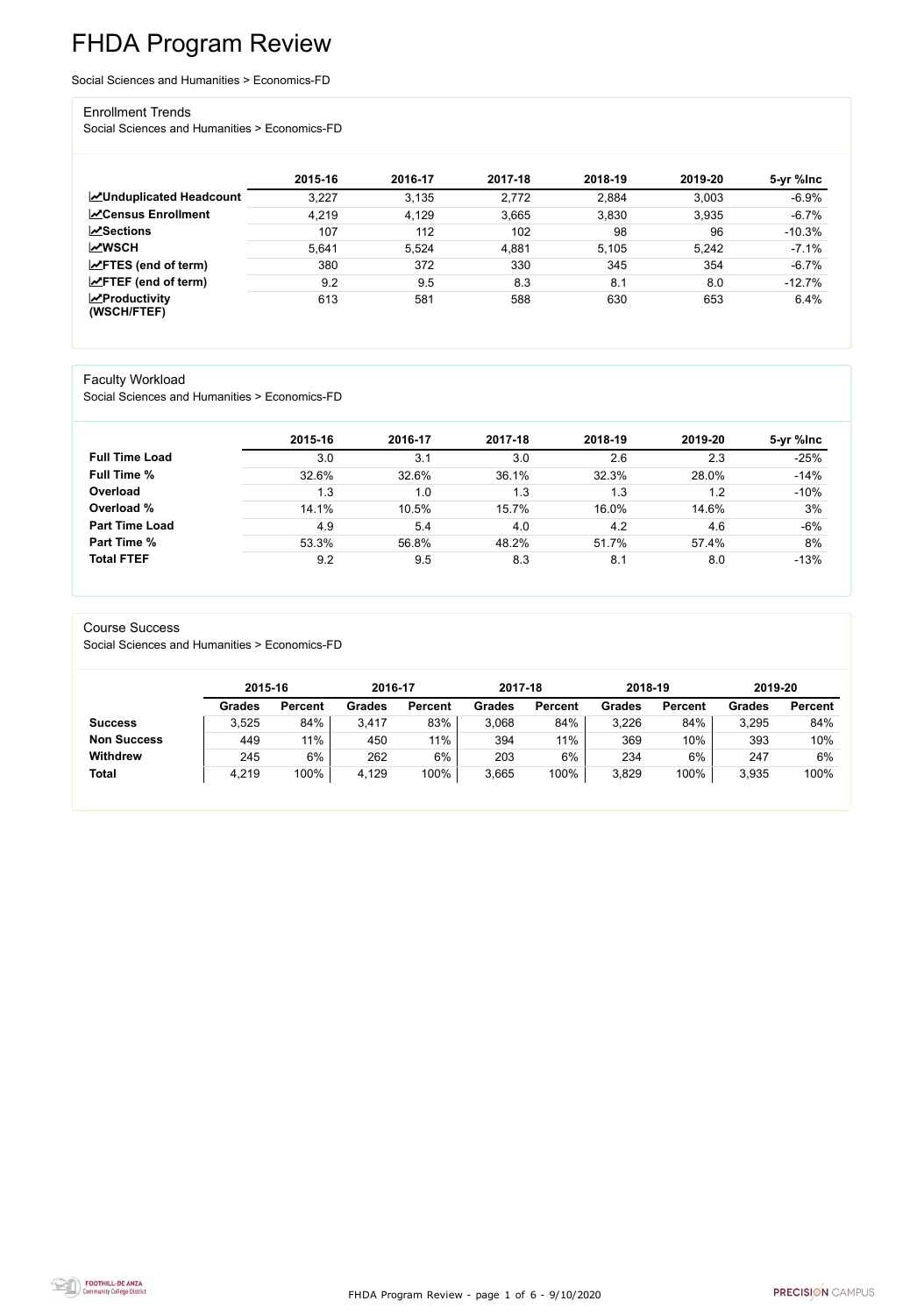# FHDA Program Review

Social Sciences and Humanities > Economics-FD

## Enrollment Trends

Social Sciences and Humanities > Economics-FD

| | 2015-16 | 2016-17 | 2017-18 | 2018-19 | 2019-20 | 5-yr %Inc |
|---|---|---|---|---|---|---|
| **Unduplicated Headcount** | 3,227 | 3,135 | 2,772 | 2,884 | 3,003 | -6.9% |
| **Census Enrollment** | 4,219 | 4,129 | 3,665 | 3,830 | 3,935 | -6.7% |
| **Sections** | 107 | 112 | 102 | 98 | 96 | -10.3% |
| **WSCH** | 5,641 | 5,524 | 4,881 | 5,105 | 5,242 | -7.1% |
| **FTES (end of term)** | 380 | 372 | 330 | 345 | 354 | -6.7% |
| **FTEF (end of term)** | 9.2 | 9.5 | 8.3 | 8.1 | 8.0 | -12.7% |
| **Productivity (WSCH/FTEF)** | 613 | 581 | 588 | 630 | 653 | 6.4% |

## Faculty Workload

Social Sciences and Humanities > Economics-FD

| | 2015-16 | 2016-17 | 2017-18 | 2018-19 | 2019-20 | 5-yr %Inc |
|---|---|---|---|---|---|---|
| **Full Time Load** | 3.0 | 3.1 | 3.0 | 2.6 | 2.3 | -25% |
| **Full Time %** | 32.6% | 32.6% | 36.1% | 32.3% | 28.0% | -14% |
| **Overload** | 1.3 | 1.0 | 1.3 | 1.3 | 1.2 | -10% |
| **Overload %** | 14.1% | 10.5% | 15.7% | 16.0% | 14.6% | 3% |
| **Part Time Load** | 4.9 | 5.4 | 4.0 | 4.2 | 4.6 | -6% |
| **Part Time %** | 53.3% | 56.8% | 48.2% | 51.7% | 57.4% | 8% |
| **Total FTEF** | 9.2 | 9.5 | 8.3 | 8.1 | 8.0 | -13% |

## Course Success

Social Sciences and Humanities > Economics-FD

| | 2015-16 | | 2016-17 | | 2017-18 | | 2018-19 | | 2019-20 | |
|---|---|---|---|---|---|---|---|---|---|---|
| | Grades | Percent | Grades | Percent | Grades | Percent | Grades | Percent | Grades | Percent |
| **Success** | 3,525 | 84% | 3,417 | 83% | 3,068 | 84% | 3,226 | 84% | 3,295 | 84% |
| **Non Success** | 449 | 11% | 450 | 11% | 394 | 11% | 369 | 10% | 393 | 10% |
| **Withdrew** | 245 | 6% | 262 | 6% | 203 | 6% | 234 | 6% | 247 | 6% |
| **Total** | 4,219 | 100% | 4,129 | 100% | 3,665 | 100% | 3,829 | 100% | 3,935 | 100% |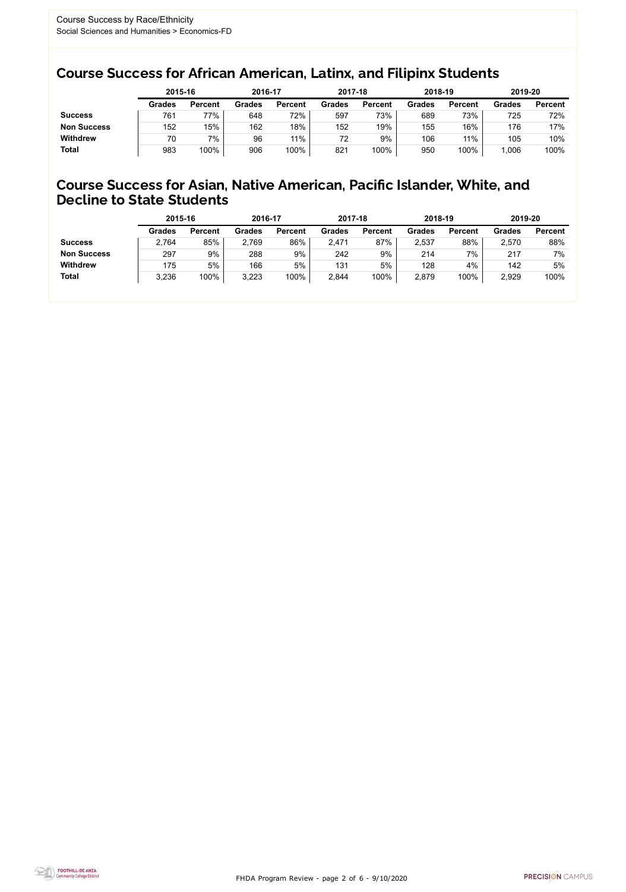Course Success by Race/Ethnicity
Social Sciences and Humanities > Economics-FD

## Course Success for African American, Latinx, and Filipinx Students

| | 2015-16 | | 2016-17 | | 2017-18 | | 2018-19 | | 2019-20 | |
|---|---|---|---|---|---|---|---|---|---|---|
| | Grades | Percent | Grades | Percent | Grades | Percent | Grades | Percent | Grades | Percent |
| **Success** | 761 | 77% | 648 | 72% | 597 | 73% | 689 | 73% | 725 | 72% |
| **Non Success** | 152 | 15% | 162 | 18% | 152 | 19% | 155 | 16% | 176 | 17% |
| **Withdrew** | 70 | 7% | 96 | 11% | 72 | 9% | 106 | 11% | 105 | 10% |
| **Total** | 983 | 100% | 906 | 100% | 821 | 100% | 950 | 100% | 1,006 | 100% |

## Course Success for Asian, Native American, Pacific Islander, White, and Decline to State Students

| | 2015-16 | | 2016-17 | | 2017-18 | | 2018-19 | | 2019-20 | |
|---|---|---|---|---|---|---|---|---|---|---|
| | Grades | Percent | Grades | Percent | Grades | Percent | Grades | Percent | Grades | Percent |
| **Success** | 2,764 | 85% | 2,769 | 86% | 2,471 | 87% | 2,537 | 88% | 2,570 | 88% |
| **Non Success** | 297 | 9% | 288 | 9% | 242 | 9% | 214 | 7% | 217 | 7% |
| **Withdrew** | 175 | 5% | 166 | 5% | 131 | 5% | 128 | 4% | 142 | 5% |
| **Total** | 3,236 | 100% | 3,223 | 100% | 2,844 | 100% | 2,879 | 100% | 2,929 | 100% |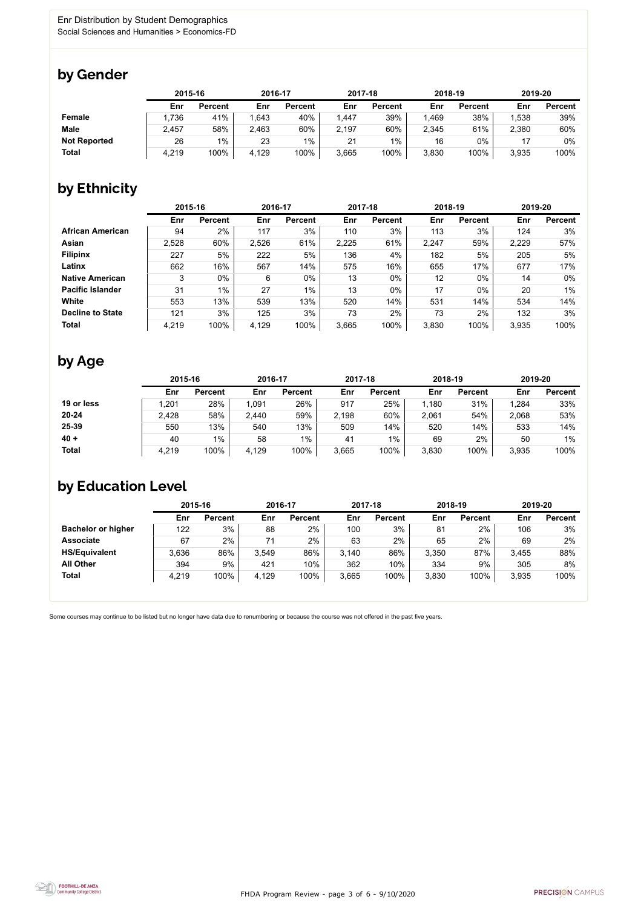Enr Distribution by Student Demographics
Social Sciences and Humanities > Economics-FD

## by Gender

| | 2015-16 | | 2016-17 | | 2017-18 | | 2018-19 | | 2019-20 | |
|---|---|---|---|---|---|---|---|---|---|---|
| | Enr | Percent | Enr | Percent | Enr | Percent | Enr | Percent | Enr | Percent |
| **Female** | 1,736 | 41% | 1,643 | 40% | 1,447 | 39% | 1,469 | 38% | 1,538 | 39% |
| **Male** | 2,457 | 58% | 2,463 | 60% | 2,197 | 60% | 2,345 | 61% | 2,380 | 60% |
| **Not Reported** | 26 | 1% | 23 | 1% | 21 | 1% | 16 | 0% | 17 | 0% |
| **Total** | 4,219 | 100% | 4,129 | 100% | 3,665 | 100% | 3,830 | 100% | 3,935 | 100% |

## by Ethnicity

| | 2015-16 | | 2016-17 | | 2017-18 | | 2018-19 | | 2019-20 | |
|---|---|---|---|---|---|---|---|---|---|---|
| | Enr | Percent | Enr | Percent | Enr | Percent | Enr | Percent | Enr | Percent |
| **African American** | 94 | 2% | 117 | 3% | 110 | 3% | 113 | 3% | 124 | 3% |
| **Asian** | 2,528 | 60% | 2,526 | 61% | 2,225 | 61% | 2,247 | 59% | 2,229 | 57% |
| **Filipinx** | 227 | 5% | 222 | 5% | 136 | 4% | 182 | 5% | 205 | 5% |
| **Latinx** | 662 | 16% | 567 | 14% | 575 | 16% | 655 | 17% | 677 | 17% |
| **Native American** | 3 | 0% | 6 | 0% | 13 | 0% | 12 | 0% | 14 | 0% |
| **Pacific Islander** | 31 | 1% | 27 | 1% | 13 | 0% | 17 | 0% | 20 | 1% |
| **White** | 553 | 13% | 539 | 13% | 520 | 14% | 531 | 14% | 534 | 14% |
| **Decline to State** | 121 | 3% | 125 | 3% | 73 | 2% | 73 | 2% | 132 | 3% |
| **Total** | 4,219 | 100% | 4,129 | 100% | 3,665 | 100% | 3,830 | 100% | 3,935 | 100% |

## by Age

| | 2015-16 | | 2016-17 | | 2017-18 | | 2018-19 | | 2019-20 | |
|---|---|---|---|---|---|---|---|---|---|---|
| | Enr | Percent | Enr | Percent | Enr | Percent | Enr | Percent | Enr | Percent |
| **19 or less** | 1,201 | 28% | 1,091 | 26% | 917 | 25% | 1,180 | 31% | 1,284 | 33% |
| **20-24** | 2,428 | 58% | 2,440 | 59% | 2,198 | 60% | 2,061 | 54% | 2,068 | 53% |
| **25-39** | 550 | 13% | 540 | 13% | 509 | 14% | 520 | 14% | 533 | 14% |
| **40 +** | 40 | 1% | 58 | 1% | 41 | 1% | 69 | 2% | 50 | 1% |
| **Total** | 4,219 | 100% | 4,129 | 100% | 3,665 | 100% | 3,830 | 100% | 3,935 | 100% |

## by Education Level

| | 2015-16 | | 2016-17 | | 2017-18 | | 2018-19 | | 2019-20 | |
|---|---|---|---|---|---|---|---|---|---|---|
| | Enr | Percent | Enr | Percent | Enr | Percent | Enr | Percent | Enr | Percent |
| **Bachelor or higher** | 122 | 3% | 88 | 2% | 100 | 3% | 81 | 2% | 106 | 3% |
| **Associate** | 67 | 2% | 71 | 2% | 63 | 2% | 65 | 2% | 69 | 2% |
| **HS/Equivalent** | 3,636 | 86% | 3,549 | 86% | 3,140 | 86% | 3,350 | 87% | 3,455 | 88% |
| **All Other** | 394 | 9% | 421 | 10% | 362 | 10% | 334 | 9% | 305 | 8% |
| **Total** | 4,219 | 100% | 4,129 | 100% | 3,665 | 100% | 3,830 | 100% | 3,935 | 100% |

Some courses may continue to be listed but no longer have data due to renumbering or because the course was not offered in the past five years.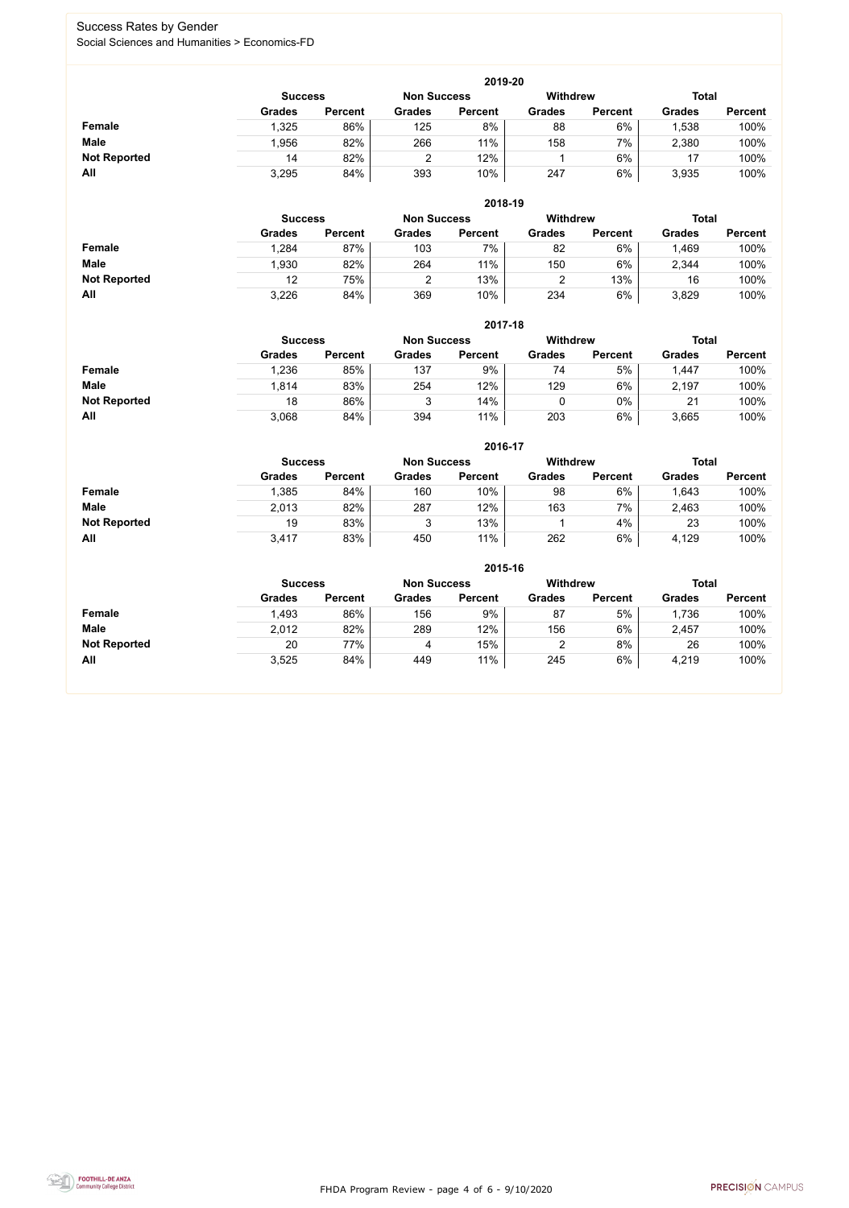# Success Rates by Gender

Social Sciences and Humanities > Economics-FD

## 2019-20

| | Success | | Non Success | | Withdrew | | Total | |
|---|---|---|---|---|---|---|---|---|
| | Grades | Percent | Grades | Percent | Grades | Percent | Grades | Percent |
| **Female** | 1,325 | 86% | 125 | 8% | 88 | 6% | 1,538 | 100% |
| **Male** | 1,956 | 82% | 266 | 11% | 158 | 7% | 2,380 | 100% |
| **Not Reported** | 14 | 82% | 2 | 12% | 1 | 6% | 17 | 100% |
| **All** | 3,295 | 84% | 393 | 10% | 247 | 6% | 3,935 | 100% |

## 2018-19

| | Success | | Non Success | | Withdrew | | Total | |
|---|---|---|---|---|---|---|---|---|
| | Grades | Percent | Grades | Percent | Grades | Percent | Grades | Percent |
| **Female** | 1,284 | 87% | 103 | 7% | 82 | 6% | 1,469 | 100% |
| **Male** | 1,930 | 82% | 264 | 11% | 150 | 6% | 2,344 | 100% |
| **Not Reported** | 12 | 75% | 2 | 13% | 2 | 13% | 16 | 100% |
| **All** | 3,226 | 84% | 369 | 10% | 234 | 6% | 3,829 | 100% |

## 2017-18

| | Success | | Non Success | | Withdrew | | Total | |
|---|---|---|---|---|---|---|---|---|
| | Grades | Percent | Grades | Percent | Grades | Percent | Grades | Percent |
| **Female** | 1,236 | 85% | 137 | 9% | 74 | 5% | 1,447 | 100% |
| **Male** | 1,814 | 83% | 254 | 12% | 129 | 6% | 2,197 | 100% |
| **Not Reported** | 18 | 86% | 3 | 14% | 0 | 0% | 21 | 100% |
| **All** | 3,068 | 84% | 394 | 11% | 203 | 6% | 3,665 | 100% |

## 2016-17

| | Success | | Non Success | | Withdrew | | Total | |
|---|---|---|---|---|---|---|---|---|
| | Grades | Percent | Grades | Percent | Grades | Percent | Grades | Percent |
| **Female** | 1,385 | 84% | 160 | 10% | 98 | 6% | 1,643 | 100% |
| **Male** | 2,013 | 82% | 287 | 12% | 163 | 7% | 2,463 | 100% |
| **Not Reported** | 19 | 83% | 3 | 13% | 1 | 4% | 23 | 100% |
| **All** | 3,417 | 83% | 450 | 11% | 262 | 6% | 4,129 | 100% |

## 2015-16

| | Success | | Non Success | | Withdrew | | Total | |
|---|---|---|---|---|---|---|---|---|
| | Grades | Percent | Grades | Percent | Grades | Percent | Grades | Percent |
| **Female** | 1,493 | 86% | 156 | 9% | 87 | 5% | 1,736 | 100% |
| **Male** | 2,012 | 82% | 289 | 12% | 156 | 6% | 2,457 | 100% |
| **Not Reported** | 20 | 77% | 4 | 15% | 2 | 8% | 26 | 100% |
| **All** | 3,525 | 84% | 449 | 11% | 245 | 6% | 4,219 | 100% |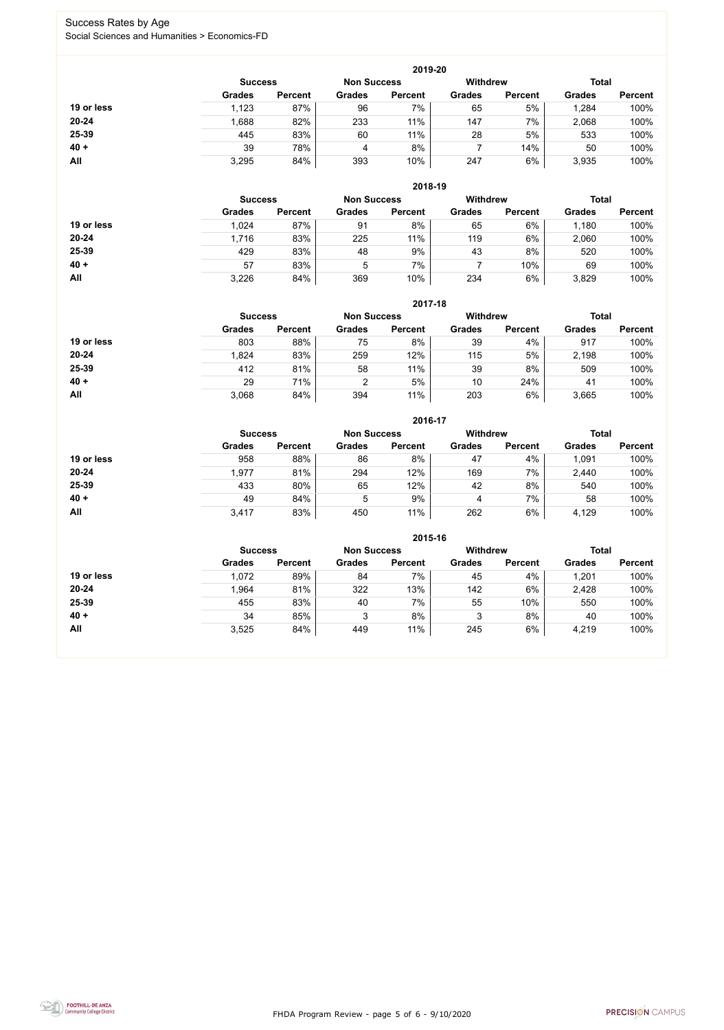# Success Rates by Age

Social Sciences and Humanities > Economics-FD

| 2019-20 | Success | | Non Success | | Withdrew | | Total | |
|---|---|---|---|---|---|---|---|---|
| | Grades | Percent | Grades | Percent | Grades | Percent | Grades | Percent |
| 19 or less | 1,123 | 87% | 96 | 7% | 65 | 5% | 1,284 | 100% |
| 20-24 | 1,688 | 82% | 233 | 11% | 147 | 7% | 2,068 | 100% |
| 25-39 | 445 | 83% | 60 | 11% | 28 | 5% | 533 | 100% |
| 40 + | 39 | 78% | 4 | 8% | 7 | 14% | 50 | 100% |
| All | 3,295 | 84% | 393 | 10% | 247 | 6% | 3,935 | 100% |

| 2018-19 | Success | | Non Success | | Withdrew | | Total | |
|---|---|---|---|---|---|---|---|---|
| | Grades | Percent | Grades | Percent | Grades | Percent | Grades | Percent |
| 19 or less | 1,024 | 87% | 91 | 8% | 65 | 6% | 1,180 | 100% |
| 20-24 | 1,716 | 83% | 225 | 11% | 119 | 6% | 2,060 | 100% |
| 25-39 | 429 | 83% | 48 | 9% | 43 | 8% | 520 | 100% |
| 40 + | 57 | 83% | 5 | 7% | 7 | 10% | 69 | 100% |
| All | 3,226 | 84% | 369 | 10% | 234 | 6% | 3,829 | 100% |

| 2017-18 | Success | | Non Success | | Withdrew | | Total | |
|---|---|---|---|---|---|---|---|---|
| | Grades | Percent | Grades | Percent | Grades | Percent | Grades | Percent |
| 19 or less | 803 | 88% | 75 | 8% | 39 | 4% | 917 | 100% |
| 20-24 | 1,824 | 83% | 259 | 12% | 115 | 5% | 2,198 | 100% |
| 25-39 | 412 | 81% | 58 | 11% | 39 | 8% | 509 | 100% |
| 40 + | 29 | 71% | 2 | 5% | 10 | 24% | 41 | 100% |
| All | 3,068 | 84% | 394 | 11% | 203 | 6% | 3,665 | 100% |

| 2016-17 | Success | | Non Success | | Withdrew | | Total | |
|---|---|---|---|---|---|---|---|---|
| | Grades | Percent | Grades | Percent | Grades | Percent | Grades | Percent |
| 19 or less | 958 | 88% | 86 | 8% | 47 | 4% | 1,091 | 100% |
| 20-24 | 1,977 | 81% | 294 | 12% | 169 | 7% | 2,440 | 100% |
| 25-39 | 433 | 80% | 65 | 12% | 42 | 8% | 540 | 100% |
| 40 + | 49 | 84% | 5 | 9% | 4 | 7% | 58 | 100% |
| All | 3,417 | 83% | 450 | 11% | 262 | 6% | 4,129 | 100% |

| 2015-16 | Success | | Non Success | | Withdrew | | Total | |
|---|---|---|---|---|---|---|---|---|
| | Grades | Percent | Grades | Percent | Grades | Percent | Grades | Percent |
| 19 or less | 1,072 | 89% | 84 | 7% | 45 | 4% | 1,201 | 100% |
| 20-24 | 1,964 | 81% | 322 | 13% | 142 | 6% | 2,428 | 100% |
| 25-39 | 455 | 83% | 40 | 7% | 55 | 10% | 550 | 100% |
| 40 + | 34 | 85% | 3 | 8% | 3 | 8% | 40 | 100% |
| All | 3,525 | 84% | 449 | 11% | 245 | 6% | 4,219 | 100% |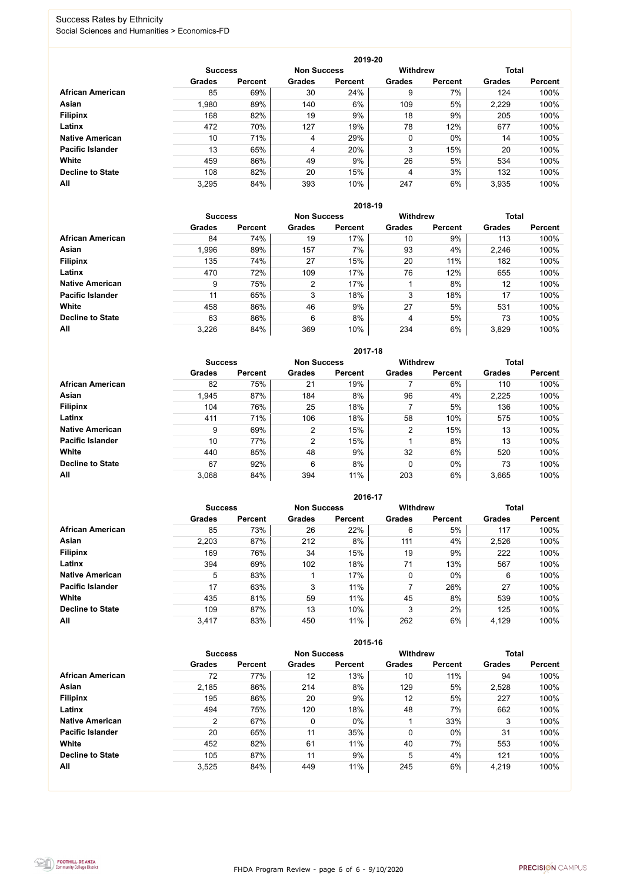# Success Rates by Ethnicity

Social Sciences and Humanities > Economics-FD

## 2019-20

| | Success | | Non Success | | Withdrew | | Total | |
|---|---|---|---|---|---|---|---|---|
| | Grades | Percent | Grades | Percent | Grades | Percent | Grades | Percent |
| **African American** | 85 | 69% | 30 | 24% | 9 | 7% | 124 | 100% |
| **Asian** | 1,980 | 89% | 140 | 6% | 109 | 5% | 2,229 | 100% |
| **Filipinx** | 168 | 82% | 19 | 9% | 18 | 9% | 205 | 100% |
| **Latinx** | 472 | 70% | 127 | 19% | 78 | 12% | 677 | 100% |
| **Native American** | 10 | 71% | 4 | 29% | 0 | 0% | 14 | 100% |
| **Pacific Islander** | 13 | 65% | 4 | 20% | 3 | 15% | 20 | 100% |
| **White** | 459 | 86% | 49 | 9% | 26 | 5% | 534 | 100% |
| **Decline to State** | 108 | 82% | 20 | 15% | 4 | 3% | 132 | 100% |
| **All** | 3,295 | 84% | 393 | 10% | 247 | 6% | 3,935 | 100% |

## 2018-19

| | Success | | Non Success | | Withdrew | | Total | |
|---|---|---|---|---|---|---|---|---|
| | Grades | Percent | Grades | Percent | Grades | Percent | Grades | Percent |
| **African American** | 84 | 74% | 19 | 17% | 10 | 9% | 113 | 100% |
| **Asian** | 1,996 | 89% | 157 | 7% | 93 | 4% | 2,246 | 100% |
| **Filipinx** | 135 | 74% | 27 | 15% | 20 | 11% | 182 | 100% |
| **Latinx** | 470 | 72% | 109 | 17% | 76 | 12% | 655 | 100% |
| **Native American** | 9 | 75% | 2 | 17% | 1 | 8% | 12 | 100% |
| **Pacific Islander** | 11 | 65% | 3 | 18% | 3 | 18% | 17 | 100% |
| **White** | 458 | 86% | 46 | 9% | 27 | 5% | 531 | 100% |
| **Decline to State** | 63 | 86% | 6 | 8% | 4 | 5% | 73 | 100% |
| **All** | 3,226 | 84% | 369 | 10% | 234 | 6% | 3,829 | 100% |

## 2017-18

| | Success | | Non Success | | Withdrew | | Total | |
|---|---|---|---|---|---|---|---|---|
| | Grades | Percent | Grades | Percent | Grades | Percent | Grades | Percent |
| **African American** | 82 | 75% | 21 | 19% | 7 | 6% | 110 | 100% |
| **Asian** | 1,945 | 87% | 184 | 8% | 96 | 4% | 2,225 | 100% |
| **Filipinx** | 104 | 76% | 25 | 18% | 7 | 5% | 136 | 100% |
| **Latinx** | 411 | 71% | 106 | 18% | 58 | 10% | 575 | 100% |
| **Native American** | 9 | 69% | 2 | 15% | 2 | 15% | 13 | 100% |
| **Pacific Islander** | 10 | 77% | 2 | 15% | 1 | 8% | 13 | 100% |
| **White** | 440 | 85% | 48 | 9% | 32 | 6% | 520 | 100% |
| **Decline to State** | 67 | 92% | 6 | 8% | 0 | 0% | 73 | 100% |
| **All** | 3,068 | 84% | 394 | 11% | 203 | 6% | 3,665 | 100% |

## 2016-17

| | Success | | Non Success | | Withdrew | | Total | |
|---|---|---|---|---|---|---|---|---|
| | Grades | Percent | Grades | Percent | Grades | Percent | Grades | Percent |
| **African American** | 85 | 73% | 26 | 22% | 6 | 5% | 117 | 100% |
| **Asian** | 2,203 | 87% | 212 | 8% | 111 | 4% | 2,526 | 100% |
| **Filipinx** | 169 | 76% | 34 | 15% | 19 | 9% | 222 | 100% |
| **Latinx** | 394 | 69% | 102 | 18% | 71 | 13% | 567 | 100% |
| **Native American** | 5 | 83% | 1 | 17% | 0 | 0% | 6 | 100% |
| **Pacific Islander** | 17 | 63% | 3 | 11% | 7 | 26% | 27 | 100% |
| **White** | 435 | 81% | 59 | 11% | 45 | 8% | 539 | 100% |
| **Decline to State** | 109 | 87% | 13 | 10% | 3 | 2% | 125 | 100% |
| **All** | 3,417 | 83% | 450 | 11% | 262 | 6% | 4,129 | 100% |

## 2015-16

| | Success | | Non Success | | Withdrew | | Total | |
|---|---|---|---|---|---|---|---|---|
| | Grades | Percent | Grades | Percent | Grades | Percent | Grades | Percent |
| **African American** | 72 | 77% | 12 | 13% | 10 | 11% | 94 | 100% |
| **Asian** | 2,185 | 86% | 214 | 8% | 129 | 5% | 2,528 | 100% |
| **Filipinx** | 195 | 86% | 20 | 9% | 12 | 5% | 227 | 100% |
| **Latinx** | 494 | 75% | 120 | 18% | 48 | 7% | 662 | 100% |
| **Native American** | 2 | 67% | 0 | 0% | 1 | 33% | 3 | 100% |
| **Pacific Islander** | 20 | 65% | 11 | 35% | 0 | 0% | 31 | 100% |
| **White** | 452 | 82% | 61 | 11% | 40 | 7% | 553 | 100% |
| **Decline to State** | 105 | 87% | 11 | 9% | 5 | 4% | 121 | 100% |
| **All** | 3,525 | 84% | 449 | 11% | 245 | 6% | 4,219 | 100% |